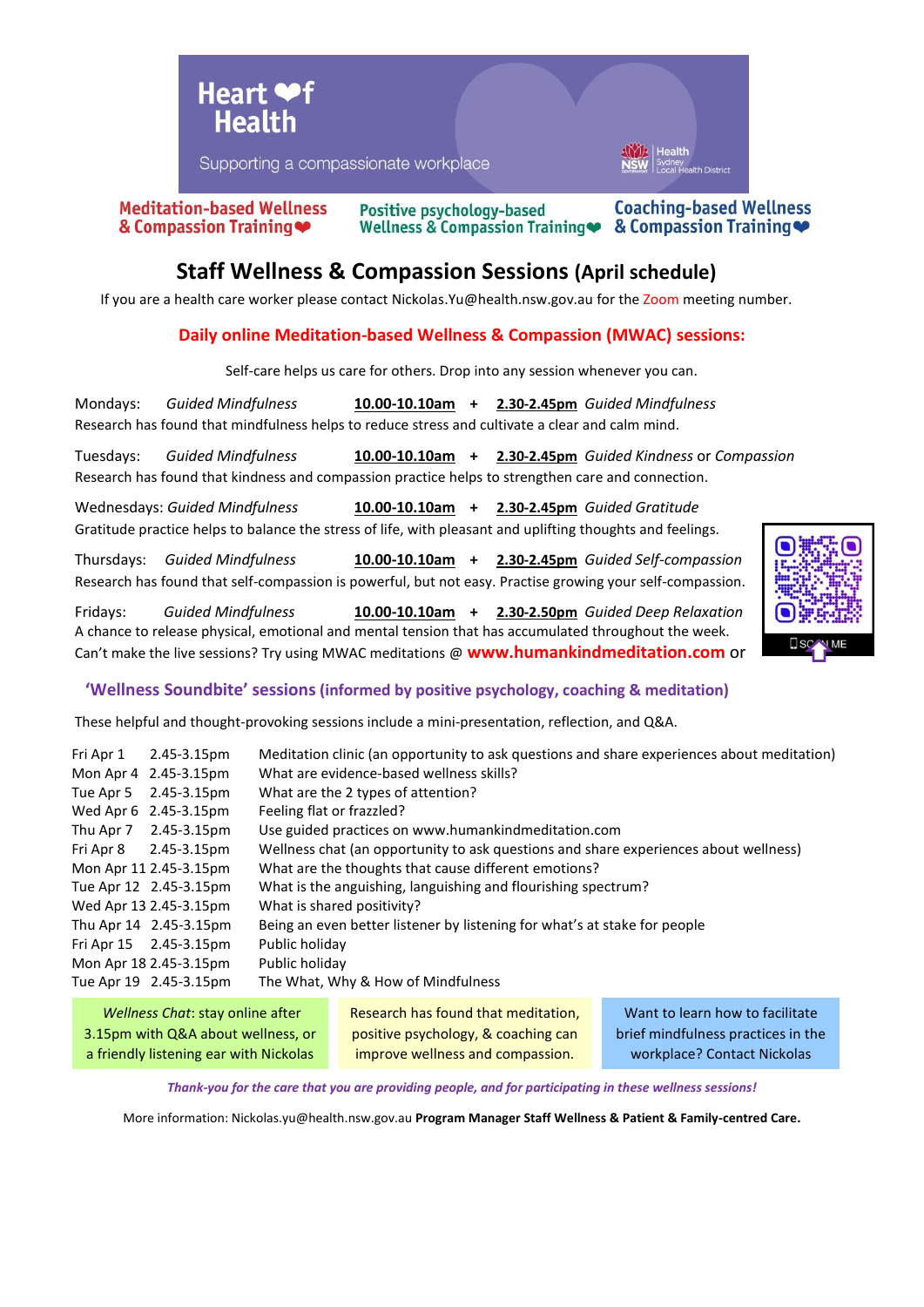**Heart of Health**

Supporting a compassionate workplace

Health Sydney Local Health District

**Meditation-based Wellness & Compassion Training** | **Positive psychology-based Wellness & Compassion Training** | **Coaching-based Wellness & Compassion Training**

# Staff Wellness & Compassion Sessions (April schedule)

If you are a health care worker please contact Nickolas.Yu@health.nsw.gov.au for the Zoom meeting number.

## Daily online Meditation-based Wellness & Compassion (MWAC) sessions:

Self-care helps us care for others. Drop into any session whenever you can.

Mondays: *Guided Mindfulness* **10.00-10.10am** + **2.30-2.45pm** *Guided Mindfulness*
Research has found that mindfulness helps to reduce stress and cultivate a clear and calm mind.

Tuesdays: *Guided Mindfulness* **10.00-10.10am** + **2.30-2.45pm** *Guided Kindness* or *Compassion*
Research has found that kindness and compassion practice helps to strengthen care and connection.

Wednesdays: *Guided Mindfulness* **10.00-10.10am** + **2.30-2.45pm** *Guided Gratitude*
Gratitude practice helps to balance the stress of life, with pleasant and uplifting thoughts and feelings.

Thursdays: *Guided Mindfulness* **10.00-10.10am** + **2.30-2.45pm** *Guided Self-compassion*
Research has found that self-compassion is powerful, but not easy. Practise growing your self-compassion.

Fridays: *Guided Mindfulness* **10.00-10.10am** + **2.30-2.50pm** *Guided Deep Relaxation*
A chance to release physical, emotional and mental tension that has accumulated throughout the week.
Can't make the live sessions? Try using MWAC meditations @ **www.humankindmeditation.com** or

SCAN ME

## 'Wellness Soundbite' sessions (informed by positive psychology, coaching & meditation)

These helpful and thought-provoking sessions include a mini-presentation, reflection, and Q&A.

| Date | Time | Topic |
|---|---|---|
| Fri Apr 1 | 2.45-3.15pm | Meditation clinic (an opportunity to ask questions and share experiences about meditation) |
| Mon Apr 4 | 2.45-3.15pm | What are evidence-based wellness skills? |
| Tue Apr 5 | 2.45-3.15pm | What are the 2 types of attention? |
| Wed Apr 6 | 2.45-3.15pm | Feeling flat or frazzled? |
| Thu Apr 7 | 2.45-3.15pm | Use guided practices on www.humankindmeditation.com |
| Fri Apr 8 | 2.45-3.15pm | Wellness chat (an opportunity to ask questions and share experiences about wellness) |
| Mon Apr 11 | 2.45-3.15pm | What are the thoughts that cause different emotions? |
| Tue Apr 12 | 2.45-3.15pm | What is the anguishing, languishing and flourishing spectrum? |
| Wed Apr 13 | 2.45-3.15pm | What is shared positivity? |
| Thu Apr 14 | 2.45-3.15pm | Being an even better listener by listening for what's at stake for people |
| Fri Apr 15 | 2.45-3.15pm | Public holiday |
| Mon Apr 18 | 2.45-3.15pm | Public holiday |
| Tue Apr 19 | 2.45-3.15pm | The What, Why & How of Mindfulness |

*Wellness Chat*: stay online after 3.15pm with Q&A about wellness, or a friendly listening ear with Nickolas

Research has found that meditation, positive psychology, & coaching can improve wellness and compassion.

Want to learn how to facilitate brief mindfulness practices in the workplace? Contact Nickolas

*Thank-you for the care that you are providing people, and for participating in these wellness sessions!*

More information: Nickolas.yu@health.nsw.gov.au **Program Manager Staff Wellness & Patient & Family-centred Care.**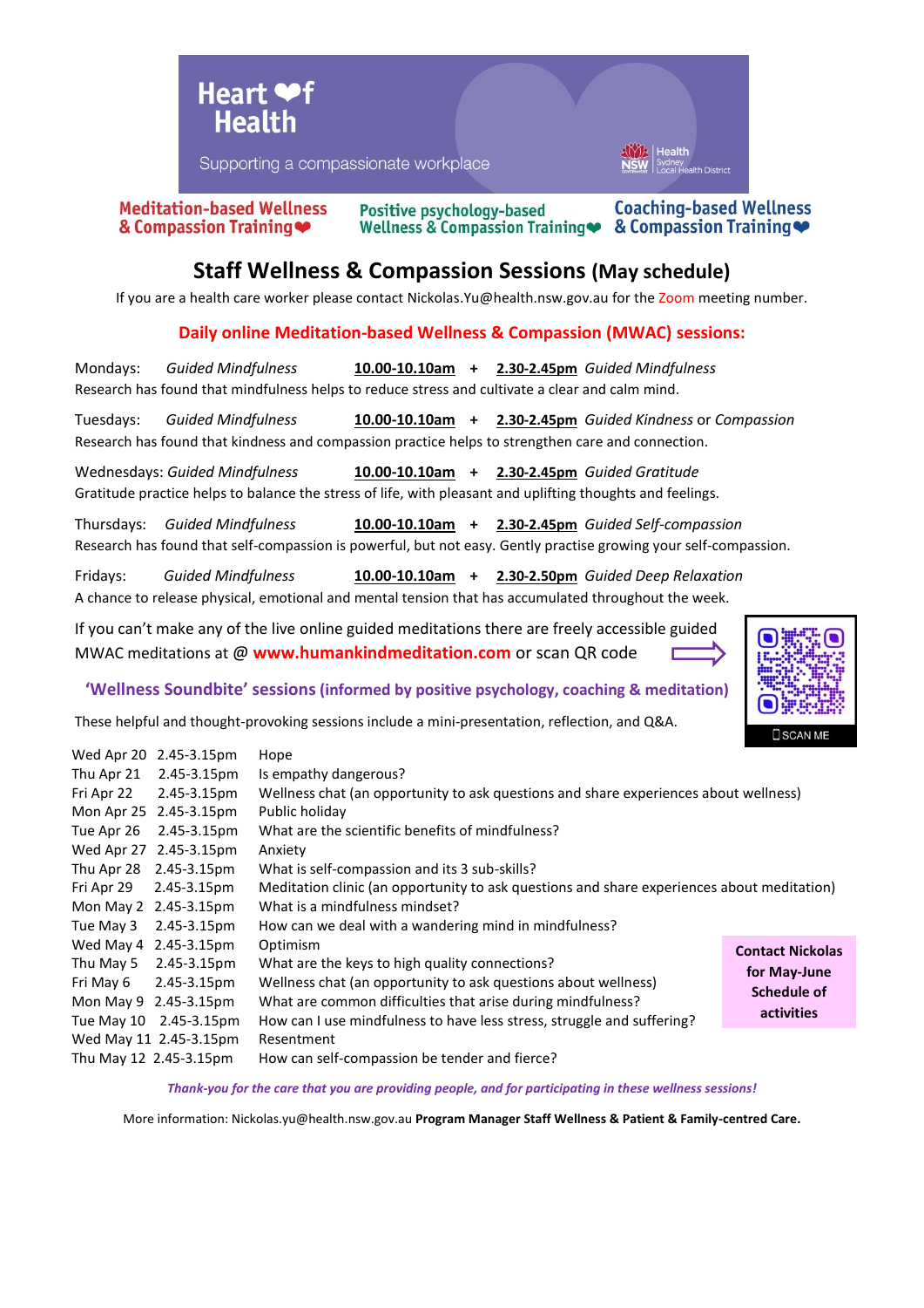# Heart of Health

Supporting a compassionate workplace

Health Sydney Local Health District

**Meditation-based Wellness & Compassion Training** | **Positive psychology-based Wellness & Compassion Training** | **Coaching-based Wellness & Compassion Training**

## Staff Wellness & Compassion Sessions (May schedule)

If you are a health care worker please contact Nickolas.Yu@health.nsw.gov.au for the Zoom meeting number.

### Daily online Meditation-based Wellness & Compassion (MWAC) sessions:

Mondays: *Guided Mindfulness* **10.00-10.10am** + **2.30-2.45pm** *Guided Mindfulness*
Research has found that mindfulness helps to reduce stress and cultivate a clear and calm mind.

Tuesdays: *Guided Mindfulness* **10.00-10.10am** + **2.30-2.45pm** *Guided Kindness* or *Compassion*
Research has found that kindness and compassion practice helps to strengthen care and connection.

Wednesdays: *Guided Mindfulness* **10.00-10.10am** + **2.30-2.45pm** *Guided Gratitude*
Gratitude practice helps to balance the stress of life, with pleasant and uplifting thoughts and feelings.

Thursdays: *Guided Mindfulness* **10.00-10.10am** + **2.30-2.45pm** *Guided Self-compassion*
Research has found that self-compassion is powerful, but not easy. Gently practise growing your self-compassion.

Fridays: *Guided Mindfulness* **10.00-10.10am** + **2.30-2.50pm** *Guided Deep Relaxation*
A chance to release physical, emotional and mental tension that has accumulated throughout the week.

If you can't make any of the live online guided meditations there are freely accessible guided MWAC meditations at @ **www.humankindmeditation.com** or scan QR code

SCAN ME

### 'Wellness Soundbite' sessions (informed by positive psychology, coaching & meditation)

These helpful and thought-provoking sessions include a mini-presentation, reflection, and Q&A.

| Date | Time | Topic |
|---|---|---|
| Wed Apr 20 | 2.45-3.15pm | Hope |
| Thu Apr 21 | 2.45-3.15pm | Is empathy dangerous? |
| Fri Apr 22 | 2.45-3.15pm | Wellness chat (an opportunity to ask questions and share experiences about wellness) |
| Mon Apr 25 | 2.45-3.15pm | Public holiday |
| Tue Apr 26 | 2.45-3.15pm | What are the scientific benefits of mindfulness? |
| Wed Apr 27 | 2.45-3.15pm | Anxiety |
| Thu Apr 28 | 2.45-3.15pm | What is self-compassion and its 3 sub-skills? |
| Fri Apr 29 | 2.45-3.15pm | Meditation clinic (an opportunity to ask questions and share experiences about meditation) |
| Mon May 2 | 2.45-3.15pm | What is a mindfulness mindset? |
| Tue May 3 | 2.45-3.15pm | How can we deal with a wandering mind in mindfulness? |
| Wed May 4 | 2.45-3.15pm | Optimism |
| Thu May 5 | 2.45-3.15pm | What are the keys to high quality connections? |
| Fri May 6 | 2.45-3.15pm | Wellness chat (an opportunity to ask questions about wellness) |
| Mon May 9 | 2.45-3.15pm | What are common difficulties that arise during mindfulness? |
| Tue May 10 | 2.45-3.15pm | How can I use mindfulness to have less stress, struggle and suffering? |
| Wed May 11 | 2.45-3.15pm | Resentment |
| Thu May 12 | 2.45-3.15pm | How can self-compassion be tender and fierce? |

**Contact Nickolas for May-June Schedule of activities**

*Thank-you for the care that you are providing people, and for participating in these wellness sessions!*

More information: Nickolas.yu@health.nsw.gov.au **Program Manager Staff Wellness & Patient & Family-centred Care.**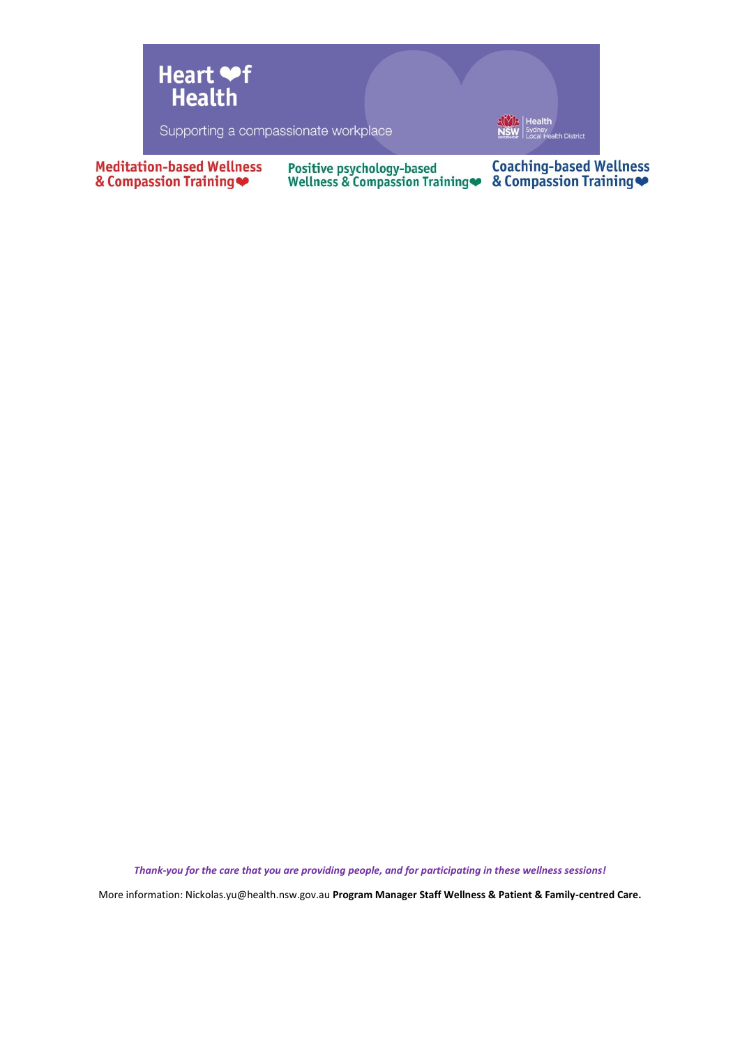Heart of Health

Supporting a compassionate workplace

Health
Sydney
Local Health District

Meditation-based Wellness & Compassion Training

Positive psychology-based Wellness & Compassion Training

Coaching-based Wellness & Compassion Training

*Thank-you for the care that you are providing people, and for participating in these wellness sessions!*

More information: Nickolas.yu@health.nsw.gov.au **Program Manager Staff Wellness & Patient & Family-centred Care.**